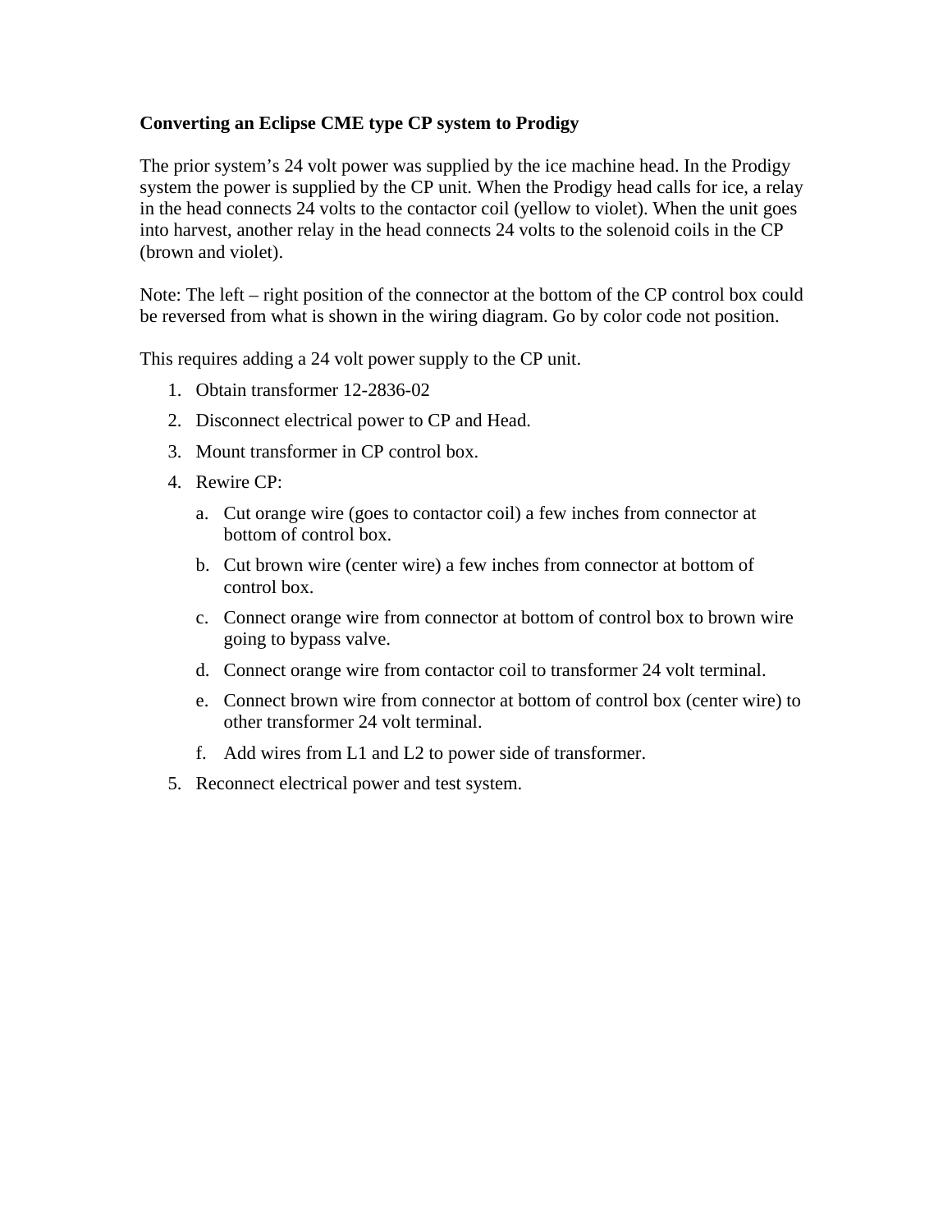**Converting an Eclipse CME type CP system to Prodigy**

The prior system's 24 volt power was supplied by the ice machine head. In the Prodigy system the power is supplied by the CP unit. When the Prodigy head calls for ice, a relay in the head connects 24 volts to the contactor coil (yellow to violet). When the unit goes into harvest, another relay in the head connects 24 volts to the solenoid coils in the CP (brown and violet).

Note: The left – right position of the connector at the bottom of the CP control box could be reversed from what is shown in the wiring diagram. Go by color code not position.

This requires adding a 24 volt power supply to the CP unit.

1. Obtain transformer 12-2836-02
2. Disconnect electrical power to CP and Head.
3. Mount transformer in CP control box.
4. Rewire CP:
   a. Cut orange wire (goes to contactor coil) a few inches from connector at bottom of control box.
   b. Cut brown wire (center wire) a few inches from connector at bottom of control box.
   c. Connect orange wire from connector at bottom of control box to brown wire going to bypass valve.
   d. Connect orange wire from contactor coil to transformer 24 volt terminal.
   e. Connect brown wire from connector at bottom of control box (center wire) to other transformer 24 volt terminal.
   f. Add wires from L1 and L2 to power side of transformer.
5. Reconnect electrical power and test system.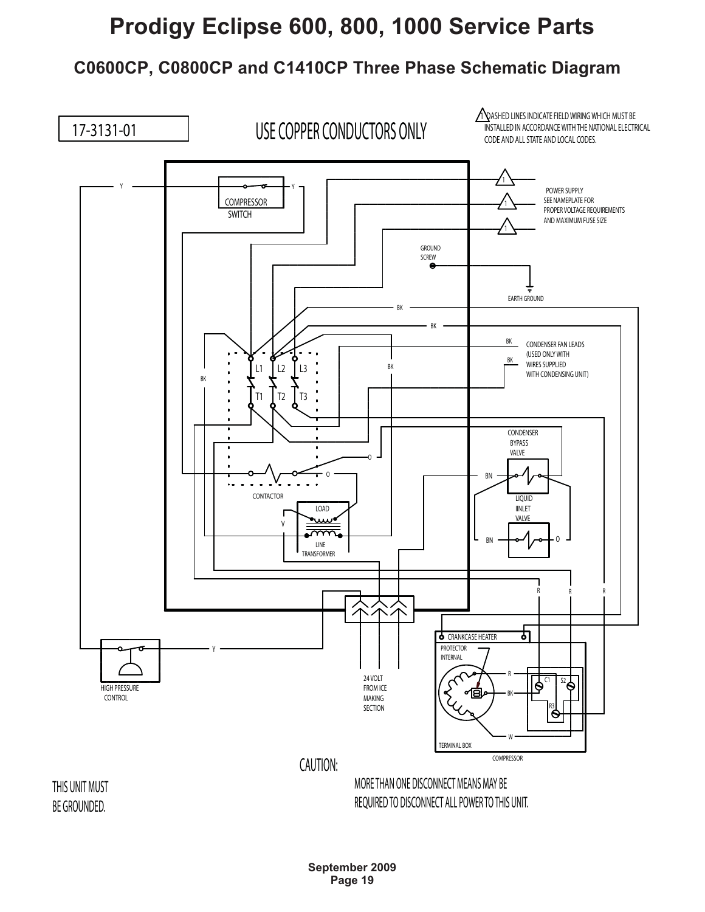# Prodigy Eclipse 600, 800, 1000 Service Parts

## C0600CP, C0800CP and C1410CP Three Phase Schematic Diagram

17-3131-01

USE COPPER CONDUCTORS ONLY

1 DASHED LINES INDICATE FIELD WIRING WHICH MUST BE INSTALLED IN ACCORDANCE WITH THE NATIONAL ELECTRICAL CODE AND ALL STATE AND LOCAL CODES.

Y
Y
COMPRESSOR SWITCH

1
1
1
1

POWER SUPPLY
SEE NAMEPLATE FOR PROPER VOLTAGE REQUIREMENTS AND MAXIMUM FUSE SIZE

GROUND SCREW

EARTH GROUND

BK
BK
BK
BK
BK
BK

CONDENSER FAN LEADS (USED ONLY WITH WIRES SUPPLIED WITH CONDENSING UNIT)

L1 L2 L3
T1 T2 T3

O
O

CONTACTOR

CONDENSER BYPASS VALVE

BN

LIQUID IINLET VALVE

BN
O

LOAD
V
LINE TRANSFORMER

R R R

CRANKCASE HEATER

PROTECTOR INTERNAL

R
BK
W
C1
S2
R3

TERMINAL BOX

COMPRESSOR

Y

HIGH PRESSURE CONTROL

24 VOLT FROM ICE MAKING SECTION

CAUTION:

THIS UNIT MUST BE GROUNDED.

MORE THAN ONE DISCONNECT MEANS MAY BE REQUIRED TO DISCONNECT ALL POWER TO THIS UNIT.

September 2009